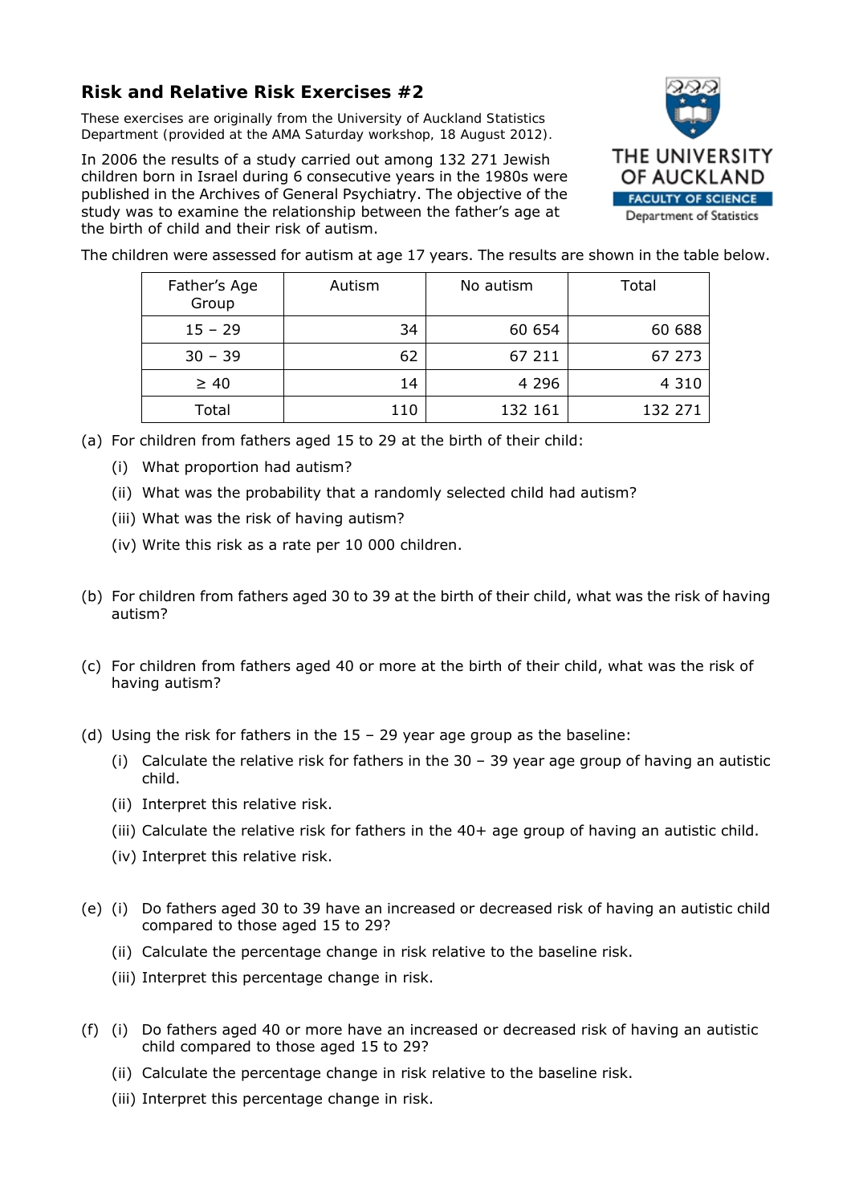## Risk and Relative Risk Exercises #2

These exercises are originally from the University of Auckland Statistics Department (provided at the AMA Saturday workshop, 18 August 2012).

In 2006 the results of a study carried out among 132 271 Jewish children born in Israel during 6 consecutive years in the 1980s were published in the Archives of General Psychiatry. The objective of the study was to examine the relationship between the father's age at the birth of child and their risk of autism.

The children were assessed for autism at age 17 years. The results are shown in the table below.

| Father's Age Group | Autism | No autism | Total |
|---|---|---|---|
| 15 – 29 | 34 | 60 654 | 60 688 |
| 30 – 39 | 62 | 67 211 | 67 273 |
| ≥ 40 | 14 | 4 296 | 4 310 |
| Total | 110 | 132 161 | 132 271 |

(a) For children from fathers aged 15 to 29 at the birth of their child:

- (i) What proportion had autism?
- (ii) What was the probability that a randomly selected child had autism?
- (iii) What was the risk of having autism?
- (iv) Write this risk as a rate per 10 000 children.

(b) For children from fathers aged 30 to 39 at the birth of their child, what was the risk of having autism?

(c) For children from fathers aged 40 or more at the birth of their child, what was the risk of having autism?

(d) Using the risk for fathers in the 15 – 29 year age group as the baseline:

- (i) Calculate the relative risk for fathers in the 30 – 39 year age group of having an autistic child.
- (ii) Interpret this relative risk.
- (iii) Calculate the relative risk for fathers in the 40+ age group of having an autistic child.
- (iv) Interpret this relative risk.

(e)

- (i) Do fathers aged 30 to 39 have an increased or decreased risk of having an autistic child compared to those aged 15 to 29?
- (ii) Calculate the percentage change in risk relative to the baseline risk.
- (iii) Interpret this percentage change in risk.

(f)

- (i) Do fathers aged 40 or more have an increased or decreased risk of having an autistic child compared to those aged 15 to 29?
- (ii) Calculate the percentage change in risk relative to the baseline risk.
- (iii) Interpret this percentage change in risk.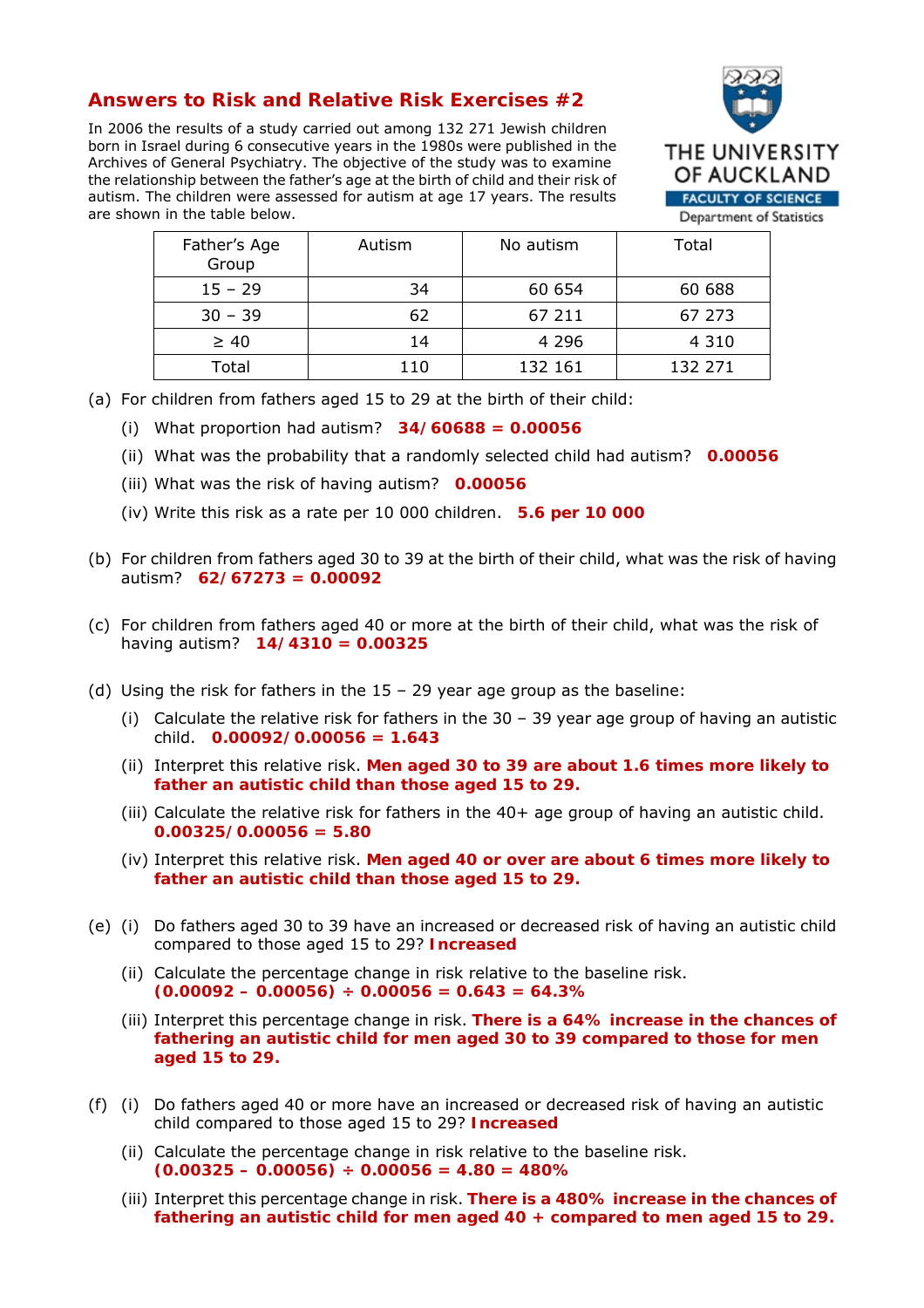## Answers to Risk and Relative Risk Exercises #2

In 2006 the results of a study carried out among 132 271 Jewish children born in Israel during 6 consecutive years in the 1980s were published in the Archives of General Psychiatry. The objective of the study was to examine the relationship between the father's age at the birth of child and their risk of autism. The children were assessed for autism at age 17 years. The results are shown in the table below.

| Father's Age Group | Autism | No autism | Total |
|---|---|---|---|
| 15 – 29 | 34 | 60 654 | 60 688 |
| 30 – 39 | 62 | 67 211 | 67 273 |
| ≥ 40 | 14 | 4 296 | 4 310 |
| Total | 110 | 132 161 | 132 271 |

(a) For children from fathers aged 15 to 29 at the birth of their child:

  (i) What proportion had autism? **34/60688 = 0.00056**

  (ii) What was the probability that a randomly selected child had autism? **0.00056**

  (iii) What was the risk of having autism? **0.00056**

  (iv) Write this risk as a rate per 10 000 children. **5.6 per 10 000**

(b) For children from fathers aged 30 to 39 at the birth of their child, what was the risk of having autism? **62/67273 = 0.00092**

(c) For children from fathers aged 40 or more at the birth of their child, what was the risk of having autism? **14/4310 = 0.00325**

(d) Using the risk for fathers in the 15 – 29 year age group as the baseline:

  (i) Calculate the relative risk for fathers in the 30 – 39 year age group of having an autistic child. **0.00092/0.00056 = 1.643**

  (ii) Interpret this relative risk. **Men aged 30 to 39 are about 1.6 times more likely to father an autistic child than those aged 15 to 29.**

  (iii) Calculate the relative risk for fathers in the 40+ age group of having an autistic child. **0.00325/0.00056 = 5.80**

  (iv) Interpret this relative risk. **Men aged 40 or over are about 6 times more likely to father an autistic child than those aged 15 to 29.**

(e) (i) Do fathers aged 30 to 39 have an increased or decreased risk of having an autistic child compared to those aged 15 to 29? **Increased**

  (ii) Calculate the percentage change in risk relative to the baseline risk. **(0.00092 – 0.00056) ÷ 0.00056 = 0.643 = 64.3%**

  (iii) Interpret this percentage change in risk. **There is a 64% increase in the chances of fathering an autistic child for men aged 30 to 39 compared to those for men aged 15 to 29.**

(f) (i) Do fathers aged 40 or more have an increased or decreased risk of having an autistic child compared to those aged 15 to 29? **Increased**

  (ii) Calculate the percentage change in risk relative to the baseline risk. **(0.00325 – 0.00056) ÷ 0.00056 = 4.80 = 480%**

  (iii) Interpret this percentage change in risk. **There is a 480% increase in the chances of fathering an autistic child for men aged 40 + compared to men aged 15 to 29.**